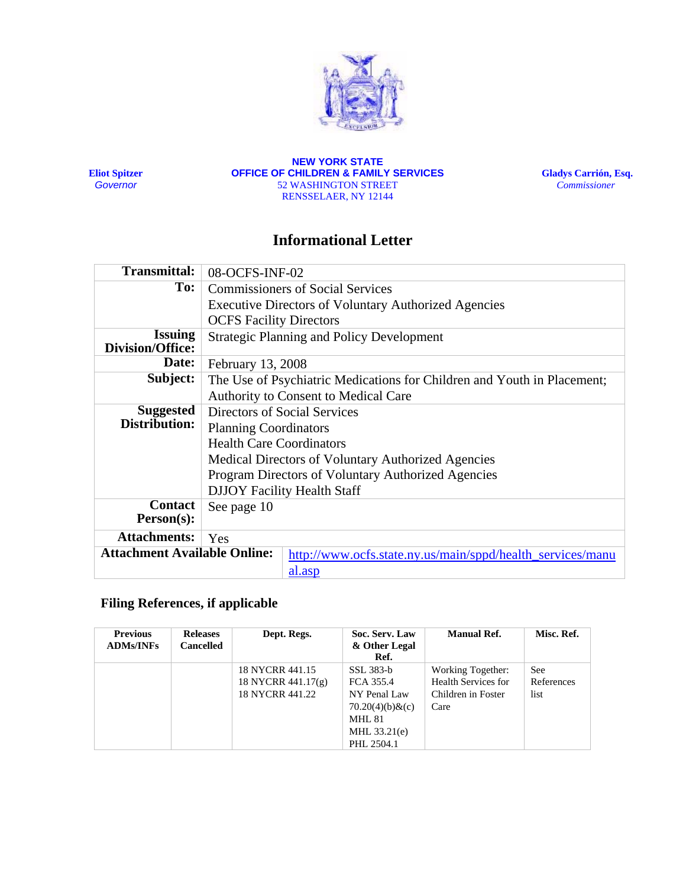**NEW YORK STATE**
**OFFICE OF CHILDREN & FAMILY SERVICES**
52 WASHINGTON STREET
RENSSELAER, NY 12144

**Eliot Spitzer**
*Governor*

**Gladys Carrión, Esq.**
*Commissioner*

# Informational Letter

| | |
|---|---|
| **Transmittal:** | 08-OCFS-INF-02 |
| **To:** | Commissioners of Social Services<br>Executive Directors of Voluntary Authorized Agencies<br>OCFS Facility Directors |
| **Issuing Division/Office:** | Strategic Planning and Policy Development |
| **Date:** | February 13, 2008 |
| **Subject:** | The Use of Psychiatric Medications for Children and Youth in Placement; Authority to Consent to Medical Care |
| **Suggested Distribution:** | Directors of Social Services<br>Planning Coordinators<br>Health Care Coordinators<br>Medical Directors of Voluntary Authorized Agencies<br>Program Directors of Voluntary Authorized Agencies<br>DJJOY Facility Health Staff |
| **Contact Person(s):** | See page 10 |
| **Attachments:** | Yes |
| **Attachment Available Online:** | http://www.ocfs.state.ny.us/main/sppd/health_services/manual.asp |

## Filing References, if applicable

| Previous ADMs/INFs | Releases Cancelled | Dept. Regs. | Soc. Serv. Law & Other Legal Ref. | Manual Ref. | Misc. Ref. |
|---|---|---|---|---|---|
| | | 18 NYCRR 441.15<br>18 NYCRR 441.17(g)<br>18 NYCRR 441.22 | SSL 383-b<br>FCA 355.4<br>NY Penal Law 70.20(4)(b)&(c)<br>MHL 81<br>MHL 33.21(e)<br>PHL 2504.1 | Working Together: Health Services for Children in Foster Care | See References list |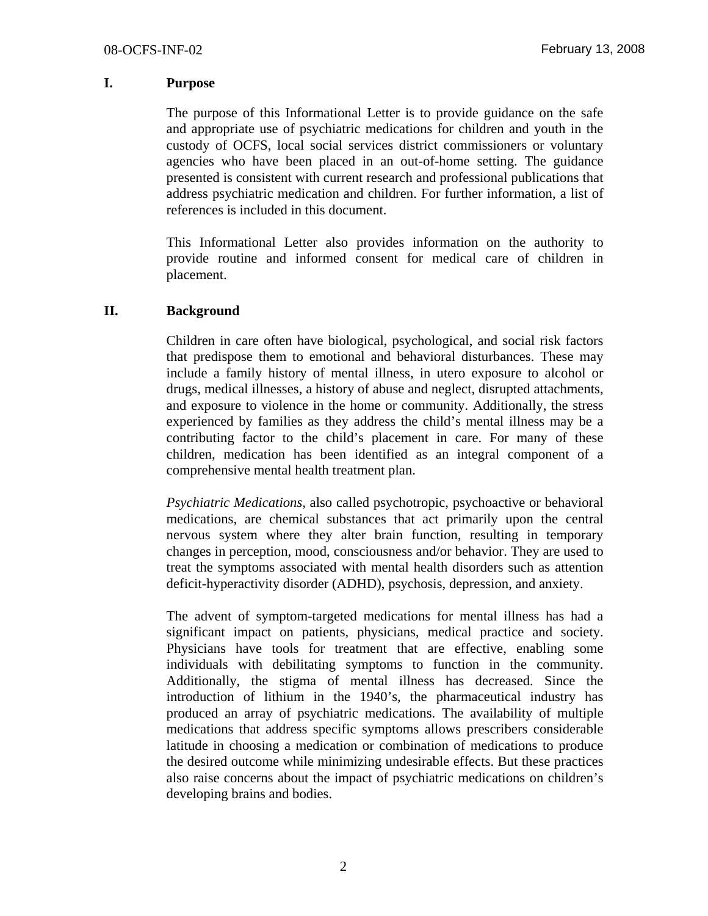## I. Purpose

The purpose of this Informational Letter is to provide guidance on the safe and appropriate use of psychiatric medications for children and youth in the custody of OCFS, local social services district commissioners or voluntary agencies who have been placed in an out-of-home setting. The guidance presented is consistent with current research and professional publications that address psychiatric medication and children. For further information, a list of references is included in this document.

This Informational Letter also provides information on the authority to provide routine and informed consent for medical care of children in placement.

## II. Background

Children in care often have biological, psychological, and social risk factors that predispose them to emotional and behavioral disturbances. These may include a family history of mental illness, in utero exposure to alcohol or drugs, medical illnesses, a history of abuse and neglect, disrupted attachments, and exposure to violence in the home or community. Additionally, the stress experienced by families as they address the child's mental illness may be a contributing factor to the child's placement in care. For many of these children, medication has been identified as an integral component of a comprehensive mental health treatment plan.

*Psychiatric Medications,* also called psychotropic, psychoactive or behavioral medications, are chemical substances that act primarily upon the central nervous system where they alter brain function, resulting in temporary changes in perception, mood, consciousness and/or behavior. They are used to treat the symptoms associated with mental health disorders such as attention deficit-hyperactivity disorder (ADHD), psychosis, depression, and anxiety.

The advent of symptom-targeted medications for mental illness has had a significant impact on patients, physicians, medical practice and society. Physicians have tools for treatment that are effective, enabling some individuals with debilitating symptoms to function in the community. Additionally, the stigma of mental illness has decreased. Since the introduction of lithium in the 1940's, the pharmaceutical industry has produced an array of psychiatric medications. The availability of multiple medications that address specific symptoms allows prescribers considerable latitude in choosing a medication or combination of medications to produce the desired outcome while minimizing undesirable effects. But these practices also raise concerns about the impact of psychiatric medications on children's developing brains and bodies.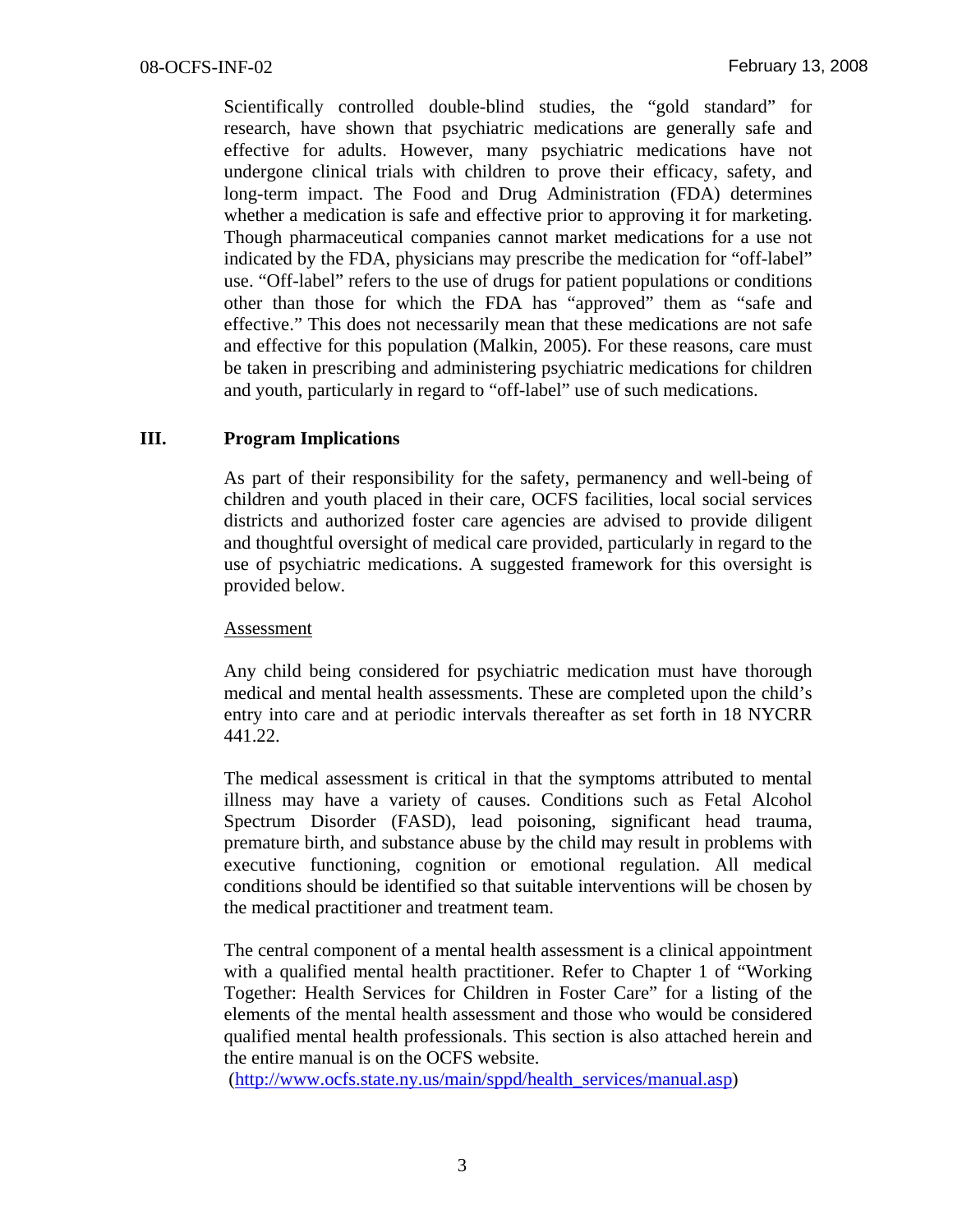Scientifically controlled double-blind studies, the "gold standard" for research, have shown that psychiatric medications are generally safe and effective for adults. However, many psychiatric medications have not undergone clinical trials with children to prove their efficacy, safety, and long-term impact. The Food and Drug Administration (FDA) determines whether a medication is safe and effective prior to approving it for marketing. Though pharmaceutical companies cannot market medications for a use not indicated by the FDA, physicians may prescribe the medication for "off-label" use. "Off-label" refers to the use of drugs for patient populations or conditions other than those for which the FDA has "approved" them as "safe and effective." This does not necessarily mean that these medications are not safe and effective for this population (Malkin, 2005). For these reasons, care must be taken in prescribing and administering psychiatric medications for children and youth, particularly in regard to "off-label" use of such medications.

## III. Program Implications

As part of their responsibility for the safety, permanency and well-being of children and youth placed in their care, OCFS facilities, local social services districts and authorized foster care agencies are advised to provide diligent and thoughtful oversight of medical care provided, particularly in regard to the use of psychiatric medications. A suggested framework for this oversight is provided below.

Assessment

Any child being considered for psychiatric medication must have thorough medical and mental health assessments. These are completed upon the child's entry into care and at periodic intervals thereafter as set forth in 18 NYCRR 441.22.

The medical assessment is critical in that the symptoms attributed to mental illness may have a variety of causes. Conditions such as Fetal Alcohol Spectrum Disorder (FASD), lead poisoning, significant head trauma, premature birth, and substance abuse by the child may result in problems with executive functioning, cognition or emotional regulation. All medical conditions should be identified so that suitable interventions will be chosen by the medical practitioner and treatment team.

The central component of a mental health assessment is a clinical appointment with a qualified mental health practitioner. Refer to Chapter 1 of "Working Together: Health Services for Children in Foster Care" for a listing of the elements of the mental health assessment and those who would be considered qualified mental health professionals. This section is also attached herein and the entire manual is on the OCFS website.
(http://www.ocfs.state.ny.us/main/sppd/health_services/manual.asp)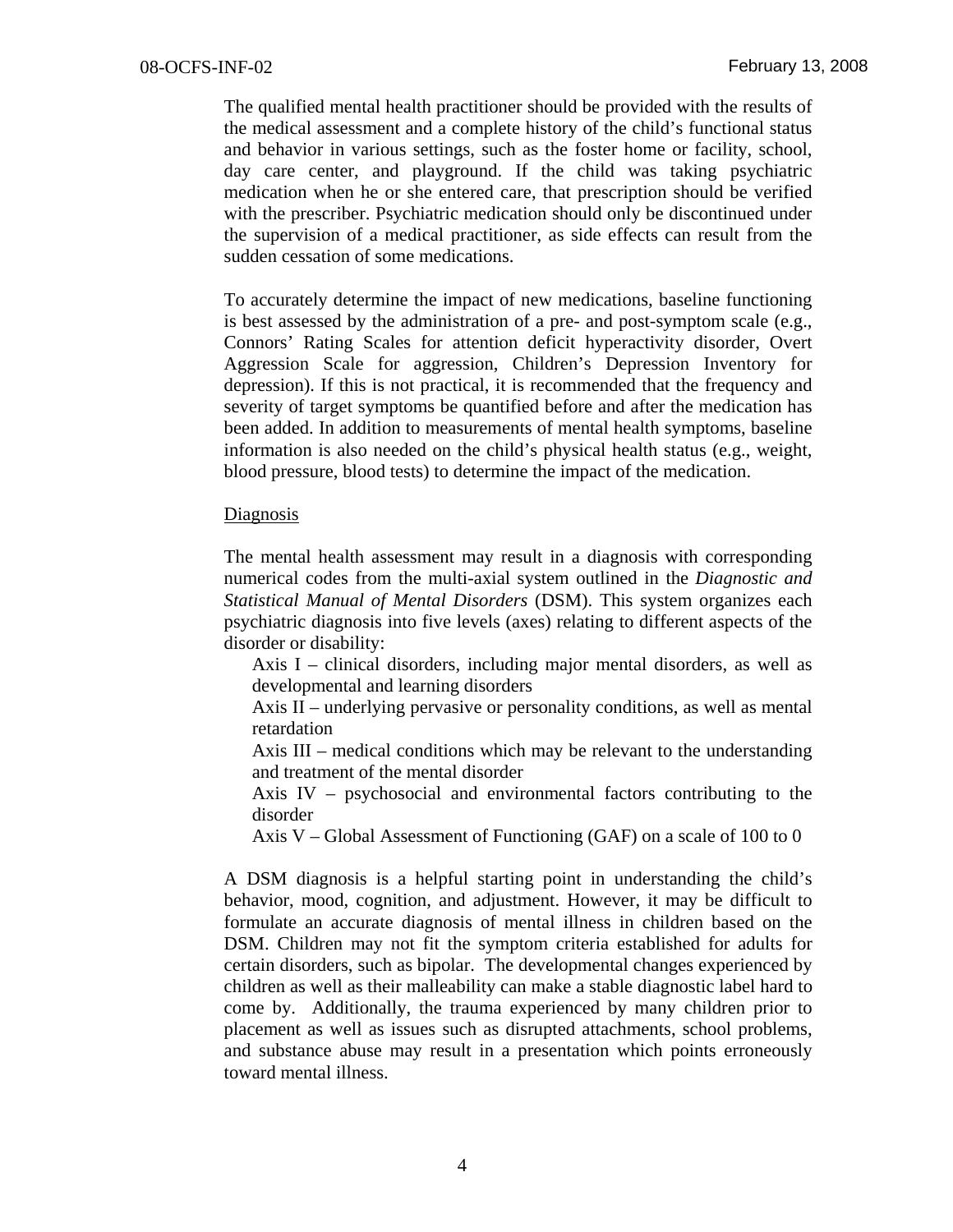The qualified mental health practitioner should be provided with the results of the medical assessment and a complete history of the child's functional status and behavior in various settings, such as the foster home or facility, school, day care center, and playground. If the child was taking psychiatric medication when he or she entered care, that prescription should be verified with the prescriber. Psychiatric medication should only be discontinued under the supervision of a medical practitioner, as side effects can result from the sudden cessation of some medications.

To accurately determine the impact of new medications, baseline functioning is best assessed by the administration of a pre- and post-symptom scale (e.g., Connors' Rating Scales for attention deficit hyperactivity disorder, Overt Aggression Scale for aggression, Children's Depression Inventory for depression). If this is not practical, it is recommended that the frequency and severity of target symptoms be quantified before and after the medication has been added. In addition to measurements of mental health symptoms, baseline information is also needed on the child's physical health status (e.g., weight, blood pressure, blood tests) to determine the impact of the medication.

Diagnosis

The mental health assessment may result in a diagnosis with corresponding numerical codes from the multi-axial system outlined in the *Diagnostic and Statistical Manual of Mental Disorders* (DSM). This system organizes each psychiatric diagnosis into five levels (axes) relating to different aspects of the disorder or disability:

- Axis I – clinical disorders, including major mental disorders, as well as developmental and learning disorders
- Axis II – underlying pervasive or personality conditions, as well as mental retardation
- Axis III – medical conditions which may be relevant to the understanding and treatment of the mental disorder
- Axis IV – psychosocial and environmental factors contributing to the disorder
- Axis V – Global Assessment of Functioning (GAF) on a scale of 100 to 0

A DSM diagnosis is a helpful starting point in understanding the child's behavior, mood, cognition, and adjustment. However, it may be difficult to formulate an accurate diagnosis of mental illness in children based on the DSM. Children may not fit the symptom criteria established for adults for certain disorders, such as bipolar. The developmental changes experienced by children as well as their malleability can make a stable diagnostic label hard to come by. Additionally, the trauma experienced by many children prior to placement as well as issues such as disrupted attachments, school problems, and substance abuse may result in a presentation which points erroneously toward mental illness.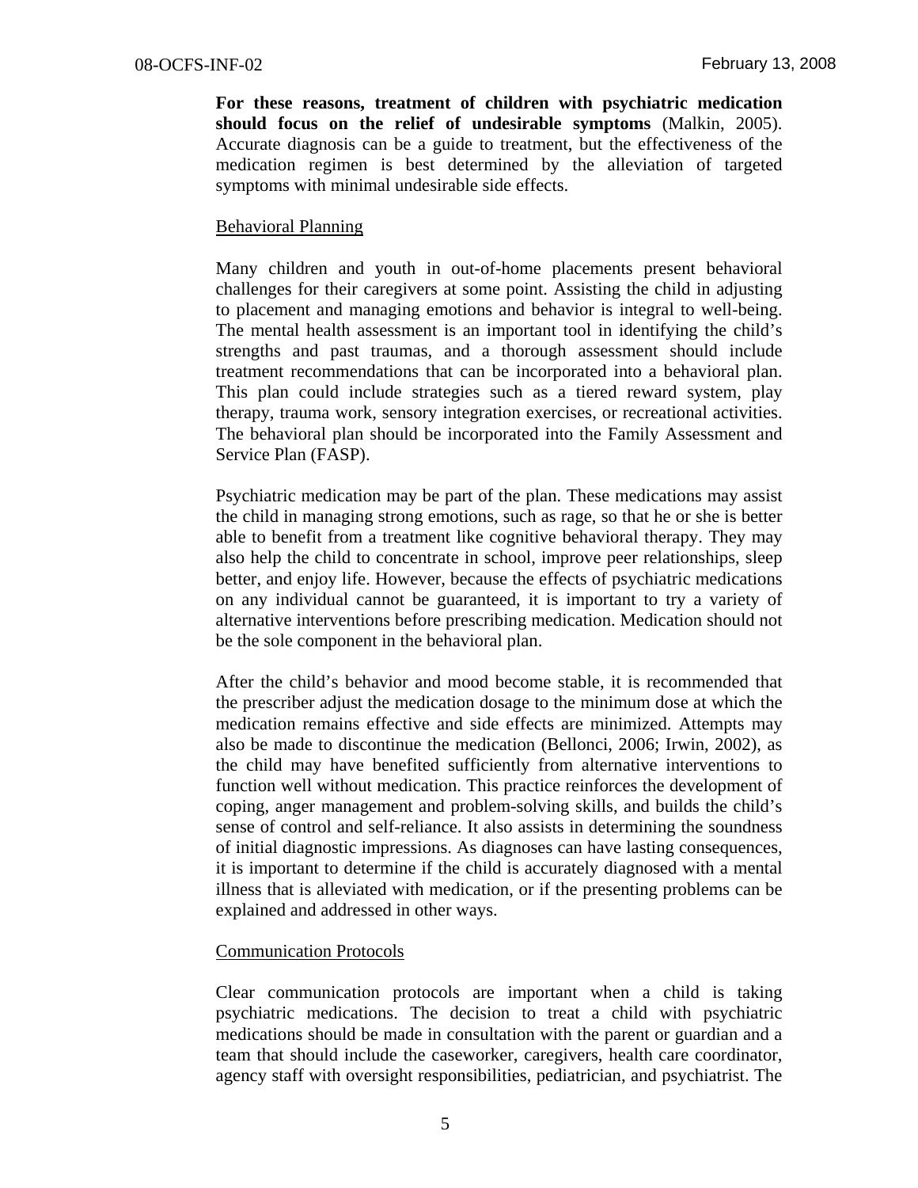**For these reasons, treatment of children with psychiatric medication should focus on the relief of undesirable symptoms** (Malkin, 2005). Accurate diagnosis can be a guide to treatment, but the effectiveness of the medication regimen is best determined by the alleviation of targeted symptoms with minimal undesirable side effects.

### Behavioral Planning

Many children and youth in out-of-home placements present behavioral challenges for their caregivers at some point. Assisting the child in adjusting to placement and managing emotions and behavior is integral to well-being. The mental health assessment is an important tool in identifying the child's strengths and past traumas, and a thorough assessment should include treatment recommendations that can be incorporated into a behavioral plan. This plan could include strategies such as a tiered reward system, play therapy, trauma work, sensory integration exercises, or recreational activities. The behavioral plan should be incorporated into the Family Assessment and Service Plan (FASP).

Psychiatric medication may be part of the plan. These medications may assist the child in managing strong emotions, such as rage, so that he or she is better able to benefit from a treatment like cognitive behavioral therapy. They may also help the child to concentrate in school, improve peer relationships, sleep better, and enjoy life. However, because the effects of psychiatric medications on any individual cannot be guaranteed, it is important to try a variety of alternative interventions before prescribing medication. Medication should not be the sole component in the behavioral plan.

After the child's behavior and mood become stable, it is recommended that the prescriber adjust the medication dosage to the minimum dose at which the medication remains effective and side effects are minimized. Attempts may also be made to discontinue the medication (Bellonci, 2006; Irwin, 2002), as the child may have benefited sufficiently from alternative interventions to function well without medication. This practice reinforces the development of coping, anger management and problem-solving skills, and builds the child's sense of control and self-reliance. It also assists in determining the soundness of initial diagnostic impressions. As diagnoses can have lasting consequences, it is important to determine if the child is accurately diagnosed with a mental illness that is alleviated with medication, or if the presenting problems can be explained and addressed in other ways.

### Communication Protocols

Clear communication protocols are important when a child is taking psychiatric medications. The decision to treat a child with psychiatric medications should be made in consultation with the parent or guardian and a team that should include the caseworker, caregivers, health care coordinator, agency staff with oversight responsibilities, pediatrician, and psychiatrist. The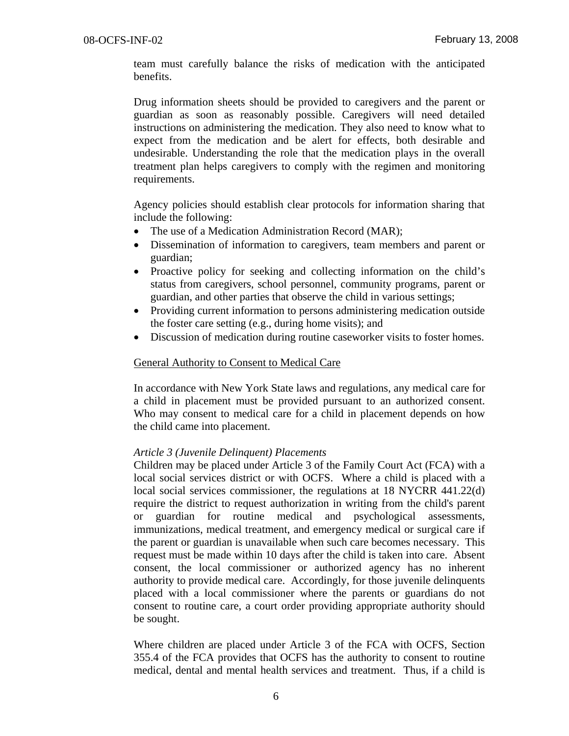team must carefully balance the risks of medication with the anticipated benefits.

Drug information sheets should be provided to caregivers and the parent or guardian as soon as reasonably possible. Caregivers will need detailed instructions on administering the medication. They also need to know what to expect from the medication and be alert for effects, both desirable and undesirable. Understanding the role that the medication plays in the overall treatment plan helps caregivers to comply with the regimen and monitoring requirements.

Agency policies should establish clear protocols for information sharing that include the following:

- The use of a Medication Administration Record (MAR);
- Dissemination of information to caregivers, team members and parent or guardian;
- Proactive policy for seeking and collecting information on the child's status from caregivers, school personnel, community programs, parent or guardian, and other parties that observe the child in various settings;
- Providing current information to persons administering medication outside the foster care setting (e.g., during home visits); and
- Discussion of medication during routine caseworker visits to foster homes.

<u>General Authority to Consent to Medical Care</u>

In accordance with New York State laws and regulations, any medical care for a child in placement must be provided pursuant to an authorized consent. Who may consent to medical care for a child in placement depends on how the child came into placement.

*Article 3 (Juvenile Delinquent) Placements*

Children may be placed under Article 3 of the Family Court Act (FCA) with a local social services district or with OCFS. Where a child is placed with a local social services commissioner, the regulations at 18 NYCRR 441.22(d) require the district to request authorization in writing from the child's parent or guardian for routine medical and psychological assessments, immunizations, medical treatment, and emergency medical or surgical care if the parent or guardian is unavailable when such care becomes necessary. This request must be made within 10 days after the child is taken into care. Absent consent, the local commissioner or authorized agency has no inherent authority to provide medical care. Accordingly, for those juvenile delinquents placed with a local commissioner where the parents or guardians do not consent to routine care, a court order providing appropriate authority should be sought.

Where children are placed under Article 3 of the FCA with OCFS, Section 355.4 of the FCA provides that OCFS has the authority to consent to routine medical, dental and mental health services and treatment. Thus, if a child is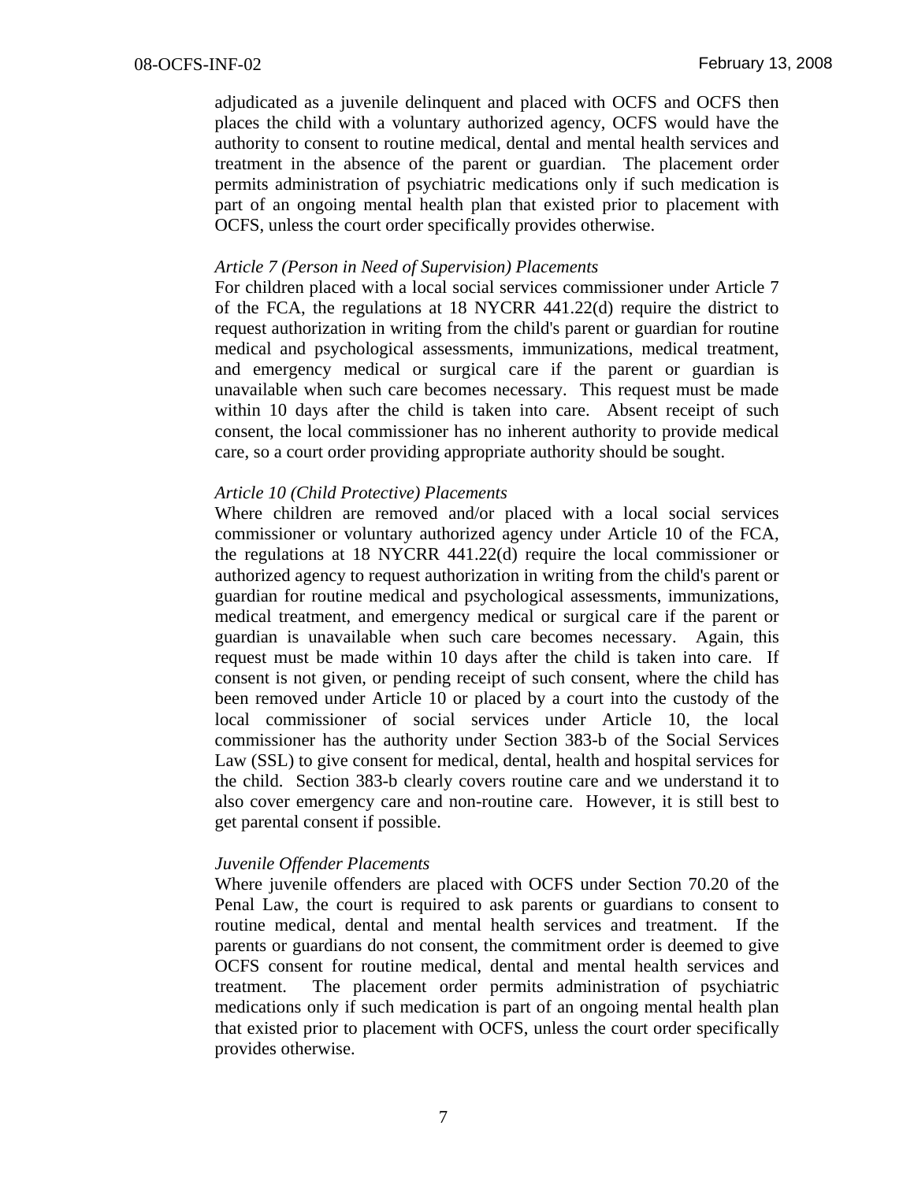adjudicated as a juvenile delinquent and placed with OCFS and OCFS then places the child with a voluntary authorized agency, OCFS would have the authority to consent to routine medical, dental and mental health services and treatment in the absence of the parent or guardian. The placement order permits administration of psychiatric medications only if such medication is part of an ongoing mental health plan that existed prior to placement with OCFS, unless the court order specifically provides otherwise.

*Article 7 (Person in Need of Supervision) Placements*

For children placed with a local social services commissioner under Article 7 of the FCA, the regulations at 18 NYCRR 441.22(d) require the district to request authorization in writing from the child's parent or guardian for routine medical and psychological assessments, immunizations, medical treatment, and emergency medical or surgical care if the parent or guardian is unavailable when such care becomes necessary. This request must be made within 10 days after the child is taken into care. Absent receipt of such consent, the local commissioner has no inherent authority to provide medical care, so a court order providing appropriate authority should be sought.

*Article 10 (Child Protective) Placements*

Where children are removed and/or placed with a local social services commissioner or voluntary authorized agency under Article 10 of the FCA, the regulations at 18 NYCRR 441.22(d) require the local commissioner or authorized agency to request authorization in writing from the child's parent or guardian for routine medical and psychological assessments, immunizations, medical treatment, and emergency medical or surgical care if the parent or guardian is unavailable when such care becomes necessary. Again, this request must be made within 10 days after the child is taken into care. If consent is not given, or pending receipt of such consent, where the child has been removed under Article 10 or placed by a court into the custody of the local commissioner of social services under Article 10, the local commissioner has the authority under Section 383-b of the Social Services Law (SSL) to give consent for medical, dental, health and hospital services for the child. Section 383-b clearly covers routine care and we understand it to also cover emergency care and non-routine care. However, it is still best to get parental consent if possible.

*Juvenile Offender Placements*

Where juvenile offenders are placed with OCFS under Section 70.20 of the Penal Law, the court is required to ask parents or guardians to consent to routine medical, dental and mental health services and treatment. If the parents or guardians do not consent, the commitment order is deemed to give OCFS consent for routine medical, dental and mental health services and treatment. The placement order permits administration of psychiatric medications only if such medication is part of an ongoing mental health plan that existed prior to placement with OCFS, unless the court order specifically provides otherwise.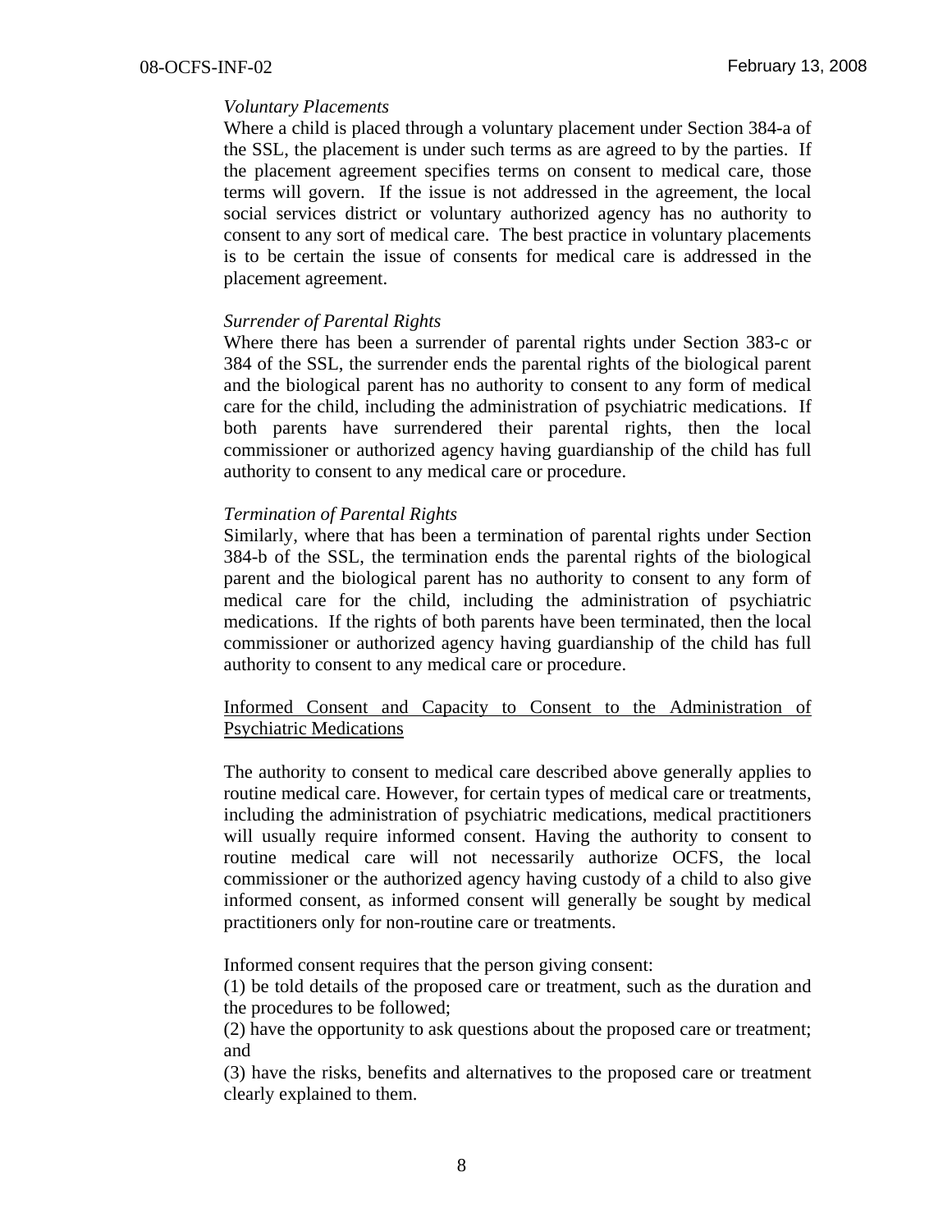*Voluntary Placements*

Where a child is placed through a voluntary placement under Section 384-a of the SSL, the placement is under such terms as are agreed to by the parties. If the placement agreement specifies terms on consent to medical care, those terms will govern. If the issue is not addressed in the agreement, the local social services district or voluntary authorized agency has no authority to consent to any sort of medical care. The best practice in voluntary placements is to be certain the issue of consents for medical care is addressed in the placement agreement.

*Surrender of Parental Rights*

Where there has been a surrender of parental rights under Section 383-c or 384 of the SSL, the surrender ends the parental rights of the biological parent and the biological parent has no authority to consent to any form of medical care for the child, including the administration of psychiatric medications. If both parents have surrendered their parental rights, then the local commissioner or authorized agency having guardianship of the child has full authority to consent to any medical care or procedure.

*Termination of Parental Rights*

Similarly, where that has been a termination of parental rights under Section 384-b of the SSL, the termination ends the parental rights of the biological parent and the biological parent has no authority to consent to any form of medical care for the child, including the administration of psychiatric medications. If the rights of both parents have been terminated, then the local commissioner or authorized agency having guardianship of the child has full authority to consent to any medical care or procedure.

<u>Informed Consent and Capacity to Consent to the Administration of Psychiatric Medications</u>

The authority to consent to medical care described above generally applies to routine medical care. However, for certain types of medical care or treatments, including the administration of psychiatric medications, medical practitioners will usually require informed consent. Having the authority to consent to routine medical care will not necessarily authorize OCFS, the local commissioner or the authorized agency having custody of a child to also give informed consent, as informed consent will generally be sought by medical practitioners only for non-routine care or treatments.

Informed consent requires that the person giving consent:

(1) be told details of the proposed care or treatment, such as the duration and the procedures to be followed;

(2) have the opportunity to ask questions about the proposed care or treatment; and

(3) have the risks, benefits and alternatives to the proposed care or treatment clearly explained to them.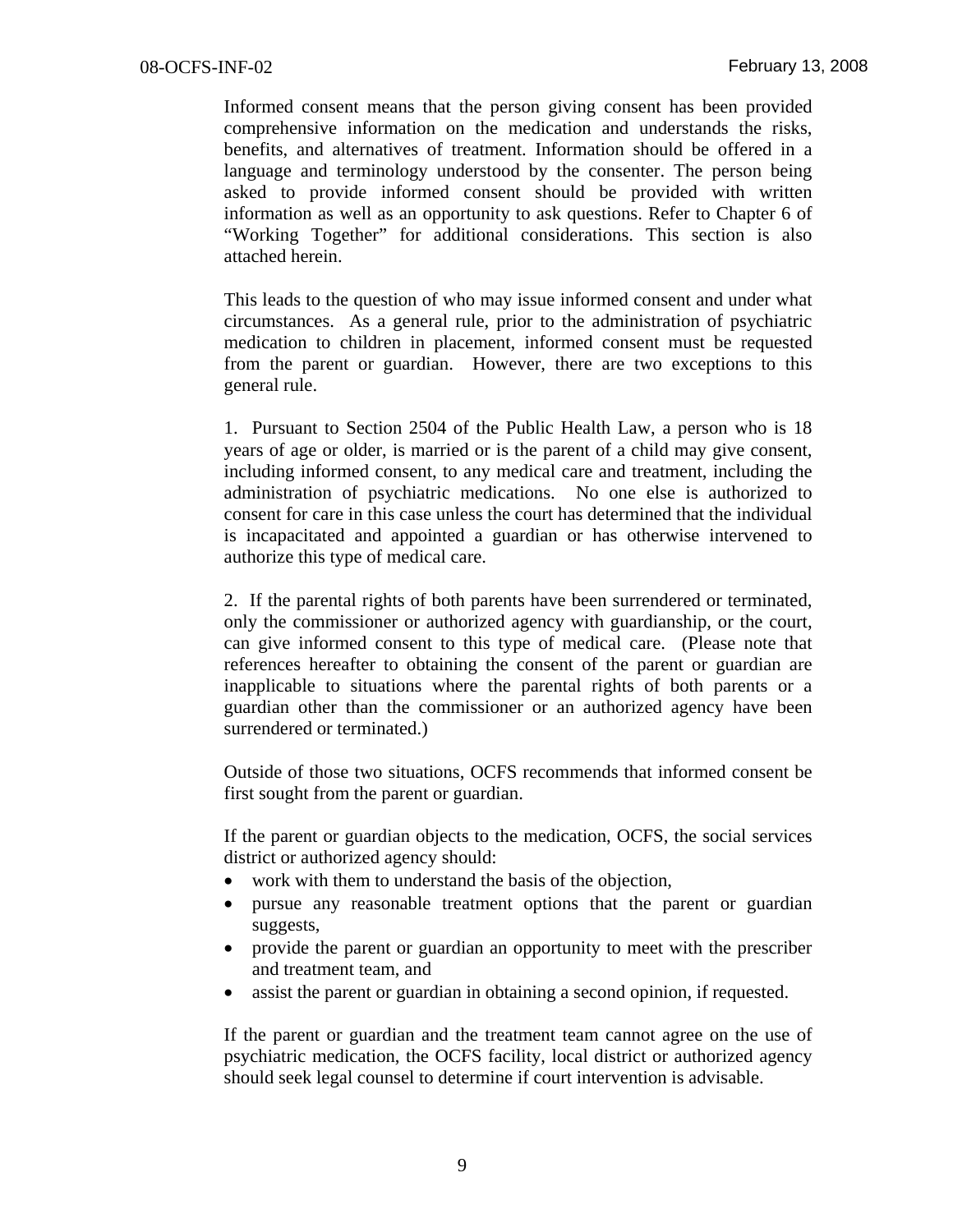Informed consent means that the person giving consent has been provided comprehensive information on the medication and understands the risks, benefits, and alternatives of treatment. Information should be offered in a language and terminology understood by the consenter. The person being asked to provide informed consent should be provided with written information as well as an opportunity to ask questions. Refer to Chapter 6 of "Working Together" for additional considerations. This section is also attached herein.

This leads to the question of who may issue informed consent and under what circumstances. As a general rule, prior to the administration of psychiatric medication to children in placement, informed consent must be requested from the parent or guardian. However, there are two exceptions to this general rule.

1. Pursuant to Section 2504 of the Public Health Law, a person who is 18 years of age or older, is married or is the parent of a child may give consent, including informed consent, to any medical care and treatment, including the administration of psychiatric medications. No one else is authorized to consent for care in this case unless the court has determined that the individual is incapacitated and appointed a guardian or has otherwise intervened to authorize this type of medical care.

2. If the parental rights of both parents have been surrendered or terminated, only the commissioner or authorized agency with guardianship, or the court, can give informed consent to this type of medical care. (Please note that references hereafter to obtaining the consent of the parent or guardian are inapplicable to situations where the parental rights of both parents or a guardian other than the commissioner or an authorized agency have been surrendered or terminated.)

Outside of those two situations, OCFS recommends that informed consent be first sought from the parent or guardian.

If the parent or guardian objects to the medication, OCFS, the social services district or authorized agency should:

- work with them to understand the basis of the objection,
- pursue any reasonable treatment options that the parent or guardian suggests,
- provide the parent or guardian an opportunity to meet with the prescriber and treatment team, and
- assist the parent or guardian in obtaining a second opinion, if requested.

If the parent or guardian and the treatment team cannot agree on the use of psychiatric medication, the OCFS facility, local district or authorized agency should seek legal counsel to determine if court intervention is advisable.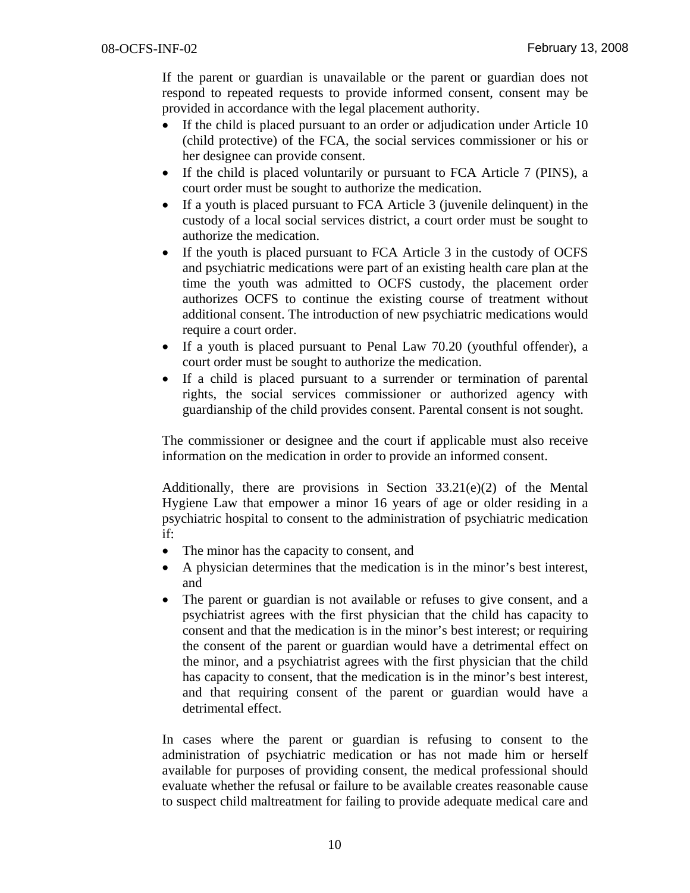If the parent or guardian is unavailable or the parent or guardian does not respond to repeated requests to provide informed consent, consent may be provided in accordance with the legal placement authority.

- If the child is placed pursuant to an order or adjudication under Article 10 (child protective) of the FCA, the social services commissioner or his or her designee can provide consent.
- If the child is placed voluntarily or pursuant to FCA Article 7 (PINS), a court order must be sought to authorize the medication.
- If a youth is placed pursuant to FCA Article 3 (juvenile delinquent) in the custody of a local social services district, a court order must be sought to authorize the medication.
- If the youth is placed pursuant to FCA Article 3 in the custody of OCFS and psychiatric medications were part of an existing health care plan at the time the youth was admitted to OCFS custody, the placement order authorizes OCFS to continue the existing course of treatment without additional consent. The introduction of new psychiatric medications would require a court order.
- If a youth is placed pursuant to Penal Law 70.20 (youthful offender), a court order must be sought to authorize the medication.
- If a child is placed pursuant to a surrender or termination of parental rights, the social services commissioner or authorized agency with guardianship of the child provides consent. Parental consent is not sought.

The commissioner or designee and the court if applicable must also receive information on the medication in order to provide an informed consent.

Additionally, there are provisions in Section 33.21(e)(2) of the Mental Hygiene Law that empower a minor 16 years of age or older residing in a psychiatric hospital to consent to the administration of psychiatric medication if:

- The minor has the capacity to consent, and
- A physician determines that the medication is in the minor's best interest, and
- The parent or guardian is not available or refuses to give consent, and a psychiatrist agrees with the first physician that the child has capacity to consent and that the medication is in the minor's best interest; or requiring the consent of the parent or guardian would have a detrimental effect on the minor, and a psychiatrist agrees with the first physician that the child has capacity to consent, that the medication is in the minor's best interest, and that requiring consent of the parent or guardian would have a detrimental effect.

In cases where the parent or guardian is refusing to consent to the administration of psychiatric medication or has not made him or herself available for purposes of providing consent, the medical professional should evaluate whether the refusal or failure to be available creates reasonable cause to suspect child maltreatment for failing to provide adequate medical care and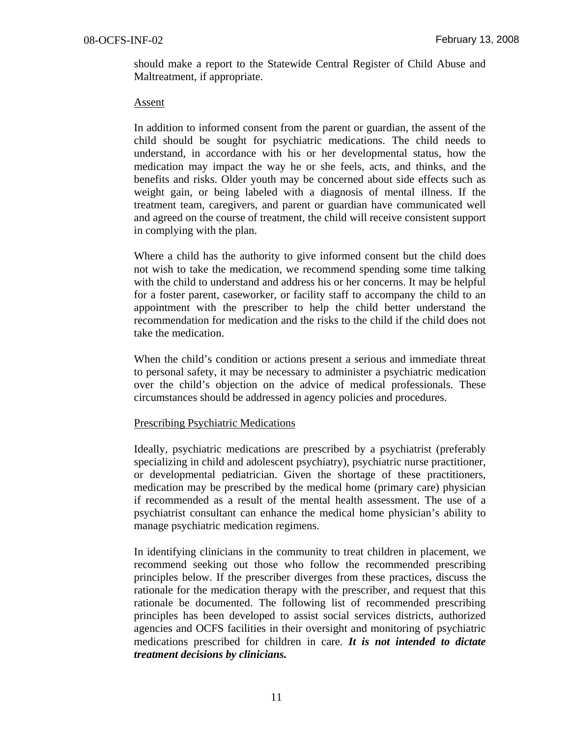should make a report to the Statewide Central Register of Child Abuse and Maltreatment, if appropriate.

Assent

In addition to informed consent from the parent or guardian, the assent of the child should be sought for psychiatric medications. The child needs to understand, in accordance with his or her developmental status, how the medication may impact the way he or she feels, acts, and thinks, and the benefits and risks. Older youth may be concerned about side effects such as weight gain, or being labeled with a diagnosis of mental illness. If the treatment team, caregivers, and parent or guardian have communicated well and agreed on the course of treatment, the child will receive consistent support in complying with the plan.

Where a child has the authority to give informed consent but the child does not wish to take the medication, we recommend spending some time talking with the child to understand and address his or her concerns. It may be helpful for a foster parent, caseworker, or facility staff to accompany the child to an appointment with the prescriber to help the child better understand the recommendation for medication and the risks to the child if the child does not take the medication.

When the child's condition or actions present a serious and immediate threat to personal safety, it may be necessary to administer a psychiatric medication over the child's objection on the advice of medical professionals. These circumstances should be addressed in agency policies and procedures.

Prescribing Psychiatric Medications

Ideally, psychiatric medications are prescribed by a psychiatrist (preferably specializing in child and adolescent psychiatry), psychiatric nurse practitioner, or developmental pediatrician. Given the shortage of these practitioners, medication may be prescribed by the medical home (primary care) physician if recommended as a result of the mental health assessment. The use of a psychiatrist consultant can enhance the medical home physician's ability to manage psychiatric medication regimens.

In identifying clinicians in the community to treat children in placement, we recommend seeking out those who follow the recommended prescribing principles below. If the prescriber diverges from these practices, discuss the rationale for the medication therapy with the prescriber, and request that this rationale be documented. The following list of recommended prescribing principles has been developed to assist social services districts, authorized agencies and OCFS facilities in their oversight and monitoring of psychiatric medications prescribed for children in care. ***It is not intended to dictate treatment decisions by clinicians.***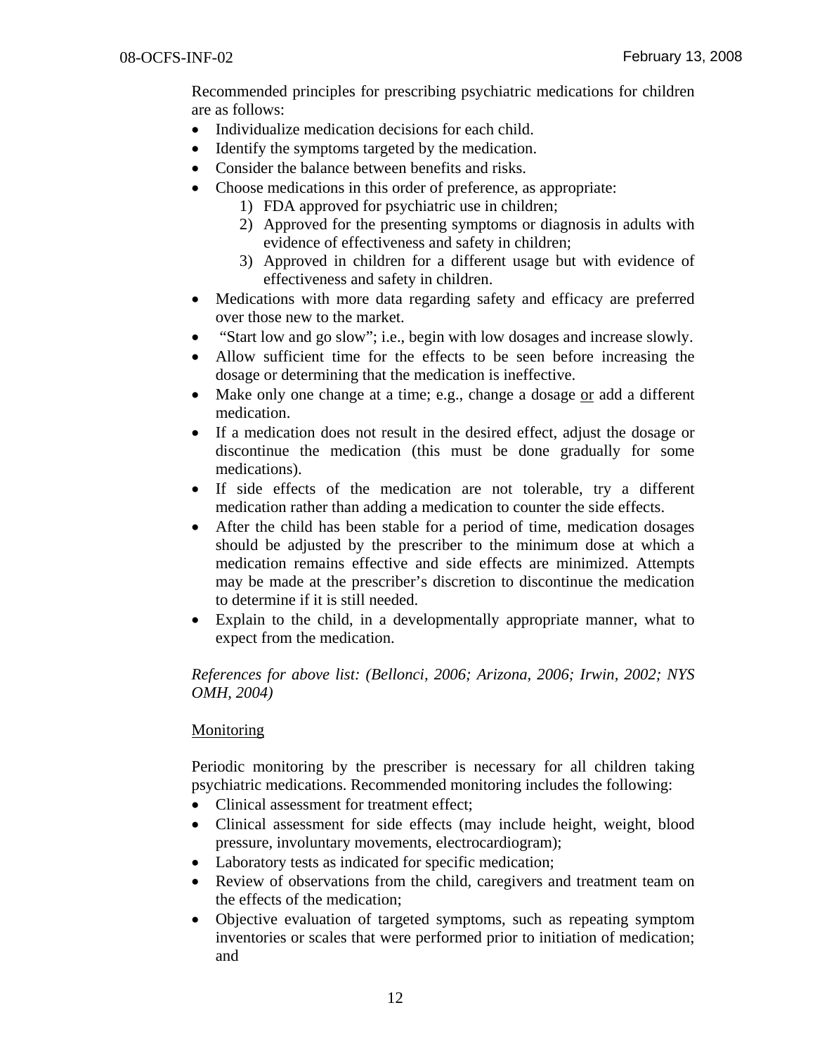Recommended principles for prescribing psychiatric medications for children are as follows:

- Individualize medication decisions for each child.
- Identify the symptoms targeted by the medication.
- Consider the balance between benefits and risks.
- Choose medications in this order of preference, as appropriate:
  1) FDA approved for psychiatric use in children;
  2) Approved for the presenting symptoms or diagnosis in adults with evidence of effectiveness and safety in children;
  3) Approved in children for a different usage but with evidence of effectiveness and safety in children.
- Medications with more data regarding safety and efficacy are preferred over those new to the market.
- "Start low and go slow"; i.e., begin with low dosages and increase slowly.
- Allow sufficient time for the effects to be seen before increasing the dosage or determining that the medication is ineffective.
- Make only one change at a time; e.g., change a dosage <u>or</u> add a different medication.
- If a medication does not result in the desired effect, adjust the dosage or discontinue the medication (this must be done gradually for some medications).
- If side effects of the medication are not tolerable, try a different medication rather than adding a medication to counter the side effects.
- After the child has been stable for a period of time, medication dosages should be adjusted by the prescriber to the minimum dose at which a medication remains effective and side effects are minimized. Attempts may be made at the prescriber's discretion to discontinue the medication to determine if it is still needed.
- Explain to the child, in a developmentally appropriate manner, what to expect from the medication.

*References for above list: (Bellonci, 2006; Arizona, 2006; Irwin, 2002; NYS OMH, 2004)*

<u>Monitoring</u>

Periodic monitoring by the prescriber is necessary for all children taking psychiatric medications. Recommended monitoring includes the following:

- Clinical assessment for treatment effect;
- Clinical assessment for side effects (may include height, weight, blood pressure, involuntary movements, electrocardiogram);
- Laboratory tests as indicated for specific medication;
- Review of observations from the child, caregivers and treatment team on the effects of the medication;
- Objective evaluation of targeted symptoms, such as repeating symptom inventories or scales that were performed prior to initiation of medication; and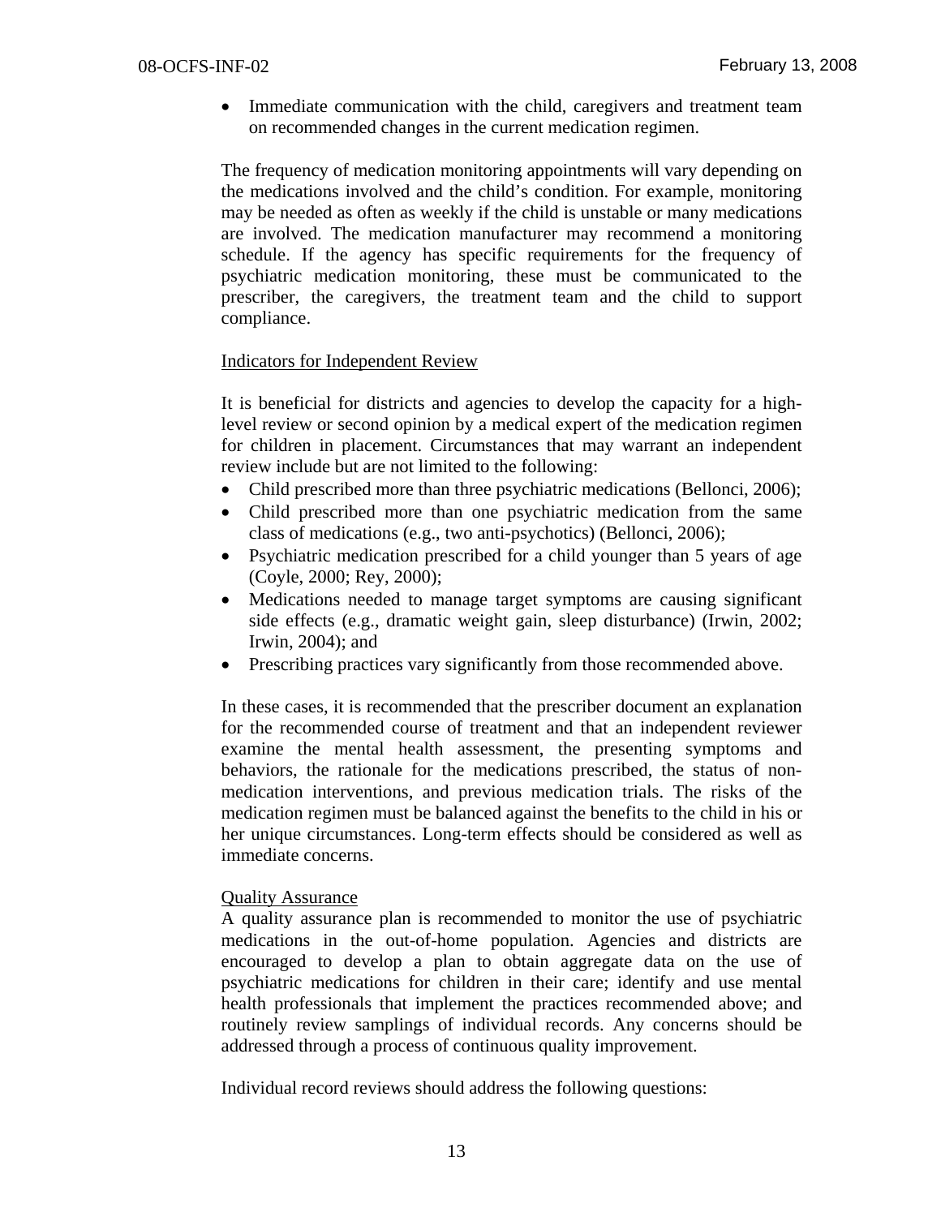- Immediate communication with the child, caregivers and treatment team on recommended changes in the current medication regimen.

The frequency of medication monitoring appointments will vary depending on the medications involved and the child's condition. For example, monitoring may be needed as often as weekly if the child is unstable or many medications are involved. The medication manufacturer may recommend a monitoring schedule. If the agency has specific requirements for the frequency of psychiatric medication monitoring, these must be communicated to the prescriber, the caregivers, the treatment team and the child to support compliance.

Indicators for Independent Review

It is beneficial for districts and agencies to develop the capacity for a high-level review or second opinion by a medical expert of the medication regimen for children in placement. Circumstances that may warrant an independent review include but are not limited to the following:

- Child prescribed more than three psychiatric medications (Bellonci, 2006);
- Child prescribed more than one psychiatric medication from the same class of medications (e.g., two anti-psychotics) (Bellonci, 2006);
- Psychiatric medication prescribed for a child younger than 5 years of age (Coyle, 2000; Rey, 2000);
- Medications needed to manage target symptoms are causing significant side effects (e.g., dramatic weight gain, sleep disturbance) (Irwin, 2002; Irwin, 2004); and
- Prescribing practices vary significantly from those recommended above.

In these cases, it is recommended that the prescriber document an explanation for the recommended course of treatment and that an independent reviewer examine the mental health assessment, the presenting symptoms and behaviors, the rationale for the medications prescribed, the status of non-medication interventions, and previous medication trials. The risks of the medication regimen must be balanced against the benefits to the child in his or her unique circumstances. Long-term effects should be considered as well as immediate concerns.

Quality Assurance

A quality assurance plan is recommended to monitor the use of psychiatric medications in the out-of-home population. Agencies and districts are encouraged to develop a plan to obtain aggregate data on the use of psychiatric medications for children in their care; identify and use mental health professionals that implement the practices recommended above; and routinely review samplings of individual records. Any concerns should be addressed through a process of continuous quality improvement.

Individual record reviews should address the following questions: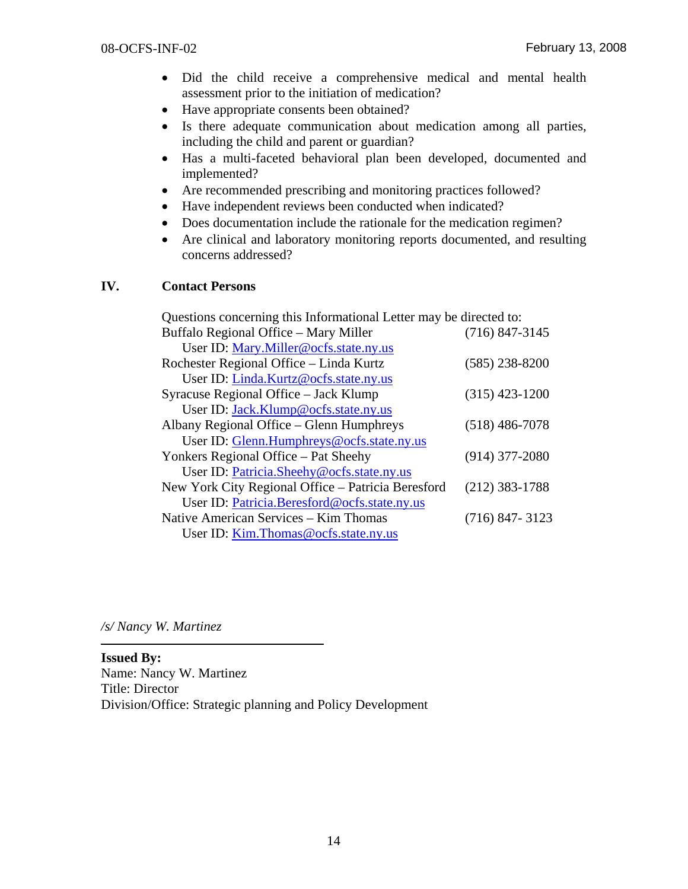- Did the child receive a comprehensive medical and mental health assessment prior to the initiation of medication?
- Have appropriate consents been obtained?
- Is there adequate communication about medication among all parties, including the child and parent or guardian?
- Has a multi-faceted behavioral plan been developed, documented and implemented?
- Are recommended prescribing and monitoring practices followed?
- Have independent reviews been conducted when indicated?
- Does documentation include the rationale for the medication regimen?
- Are clinical and laboratory monitoring reports documented, and resulting concerns addressed?

## IV. Contact Persons

Questions concerning this Informational Letter may be directed to:

Buffalo Regional Office – Mary Miller (716) 847-3145
User ID: Mary.Miller@ocfs.state.ny.us

Rochester Regional Office – Linda Kurtz (585) 238-8200
User ID: Linda.Kurtz@ocfs.state.ny.us

Syracuse Regional Office – Jack Klump (315) 423-1200
User ID: Jack.Klump@ocfs.state.ny.us

Albany Regional Office – Glenn Humphreys (518) 486-7078
User ID: Glenn.Humphreys@ocfs.state.ny.us

Yonkers Regional Office – Pat Sheehy (914) 377-2080
User ID: Patricia.Sheehy@ocfs.state.ny.us

New York City Regional Office – Patricia Beresford (212) 383-1788
User ID: Patricia.Beresford@ocfs.state.ny.us

Native American Services – Kim Thomas (716) 847- 3123
User ID: Kim.Thomas@ocfs.state.ny.us

*/s/ Nancy W. Martinez*

**Issued By:**
Name: Nancy W. Martinez
Title: Director
Division/Office: Strategic planning and Policy Development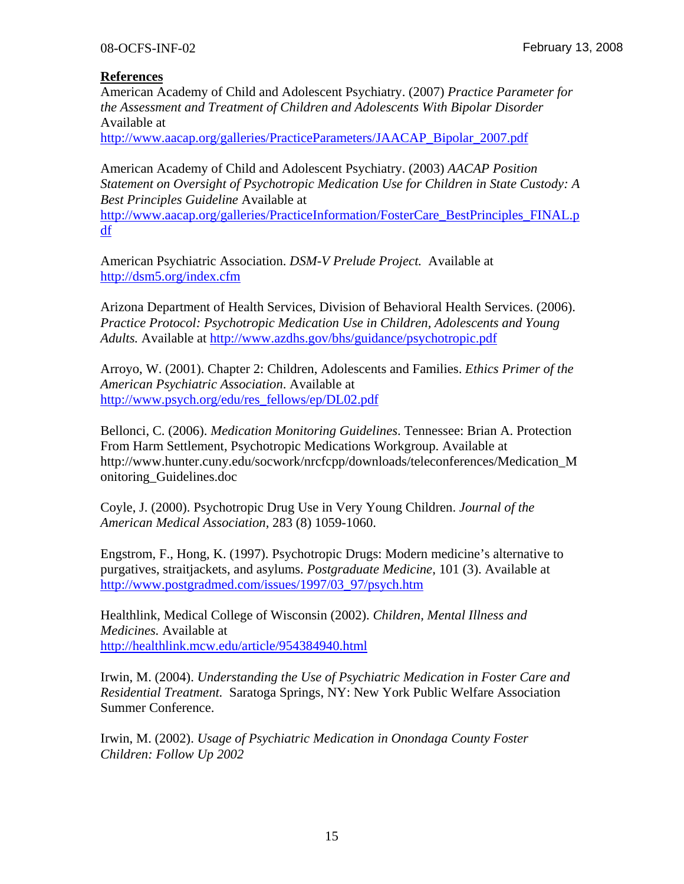**References**

American Academy of Child and Adolescent Psychiatry. (2007) *Practice Parameter for the Assessment and Treatment of Children and Adolescents With Bipolar Disorder* Available at http://www.aacap.org/galleries/PracticeParameters/JAACAP_Bipolar_2007.pdf

American Academy of Child and Adolescent Psychiatry. (2003) *AACAP Position Statement on Oversight of Psychotropic Medication Use for Children in State Custody: A Best Principles Guideline* Available at http://www.aacap.org/galleries/PracticeInformation/FosterCare_BestPrinciples_FINAL.pdf

American Psychiatric Association. *DSM-V Prelude Project.* Available at http://dsm5.org/index.cfm

Arizona Department of Health Services, Division of Behavioral Health Services. (2006). *Practice Protocol: Psychotropic Medication Use in Children, Adolescents and Young Adults.* Available at http://www.azdhs.gov/bhs/guidance/psychotropic.pdf

Arroyo, W. (2001). Chapter 2: Children, Adolescents and Families. *Ethics Primer of the American Psychiatric Association*. Available at http://www.psych.org/edu/res_fellows/ep/DL02.pdf

Bellonci, C. (2006). *Medication Monitoring Guidelines*. Tennessee: Brian A. Protection From Harm Settlement, Psychotropic Medications Workgroup. Available at http://www.hunter.cuny.edu/socwork/nrcfcpp/downloads/teleconferences/Medication_Monitoring_Guidelines.doc

Coyle, J. (2000). Psychotropic Drug Use in Very Young Children. *Journal of the American Medical Association*, 283 (8) 1059-1060.

Engstrom, F., Hong, K. (1997). Psychotropic Drugs: Modern medicine's alternative to purgatives, straitjackets, and asylums. *Postgraduate Medicine*, 101 (3). Available at http://www.postgradmed.com/issues/1997/03_97/psych.htm

Healthlink, Medical College of Wisconsin (2002). *Children, Mental Illness and Medicines.* Available at http://healthlink.mcw.edu/article/954384940.html

Irwin, M. (2004). *Understanding the Use of Psychiatric Medication in Foster Care and Residential Treatment.* Saratoga Springs, NY: New York Public Welfare Association Summer Conference.

Irwin, M. (2002). *Usage of Psychiatric Medication in Onondaga County Foster Children: Follow Up 2002*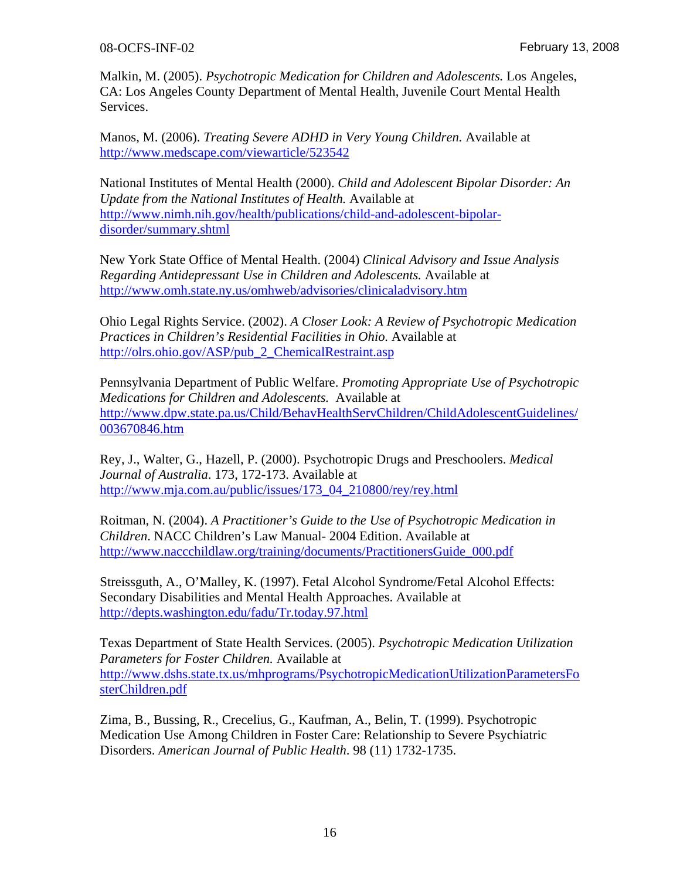Malkin, M. (2005). *Psychotropic Medication for Children and Adolescents.* Los Angeles, CA: Los Angeles County Department of Mental Health, Juvenile Court Mental Health Services.

Manos, M. (2006). *Treating Severe ADHD in Very Young Children.* Available at http://www.medscape.com/viewarticle/523542

National Institutes of Mental Health (2000). *Child and Adolescent Bipolar Disorder: An Update from the National Institutes of Health.* Available at http://www.nimh.nih.gov/health/publications/child-and-adolescent-bipolar-disorder/summary.shtml

New York State Office of Mental Health. (2004) *Clinical Advisory and Issue Analysis Regarding Antidepressant Use in Children and Adolescents.* Available at http://www.omh.state.ny.us/omhweb/advisories/clinicaladvisory.htm

Ohio Legal Rights Service. (2002). *A Closer Look: A Review of Psychotropic Medication Practices in Children's Residential Facilities in Ohio.* Available at http://olrs.ohio.gov/ASP/pub_2_ChemicalRestraint.asp

Pennsylvania Department of Public Welfare. *Promoting Appropriate Use of Psychotropic Medications for Children and Adolescents.* Available at http://www.dpw.state.pa.us/Child/BehavHealthServChildren/ChildAdolescentGuidelines/003670846.htm

Rey, J., Walter, G., Hazell, P. (2000). Psychotropic Drugs and Preschoolers. *Medical Journal of Australia*. 173, 172-173. Available at http://www.mja.com.au/public/issues/173_04_210800/rey/rey.html

Roitman, N. (2004). *A Practitioner's Guide to the Use of Psychotropic Medication in Children*. NACC Children's Law Manual- 2004 Edition. Available at http://www.naccchildlaw.org/training/documents/PractitionersGuide_000.pdf

Streissguth, A., O'Malley, K. (1997). Fetal Alcohol Syndrome/Fetal Alcohol Effects: Secondary Disabilities and Mental Health Approaches. Available at http://depts.washington.edu/fadu/Tr.today.97.html

Texas Department of State Health Services. (2005). *Psychotropic Medication Utilization Parameters for Foster Children.* Available at http://www.dshs.state.tx.us/mhprograms/PsychotropicMedicationUtilizationParametersFosterChildren.pdf

Zima, B., Bussing, R., Crecelius, G., Kaufman, A., Belin, T. (1999). Psychotropic Medication Use Among Children in Foster Care: Relationship to Severe Psychiatric Disorders. *American Journal of Public Health*. 98 (11) 1732-1735.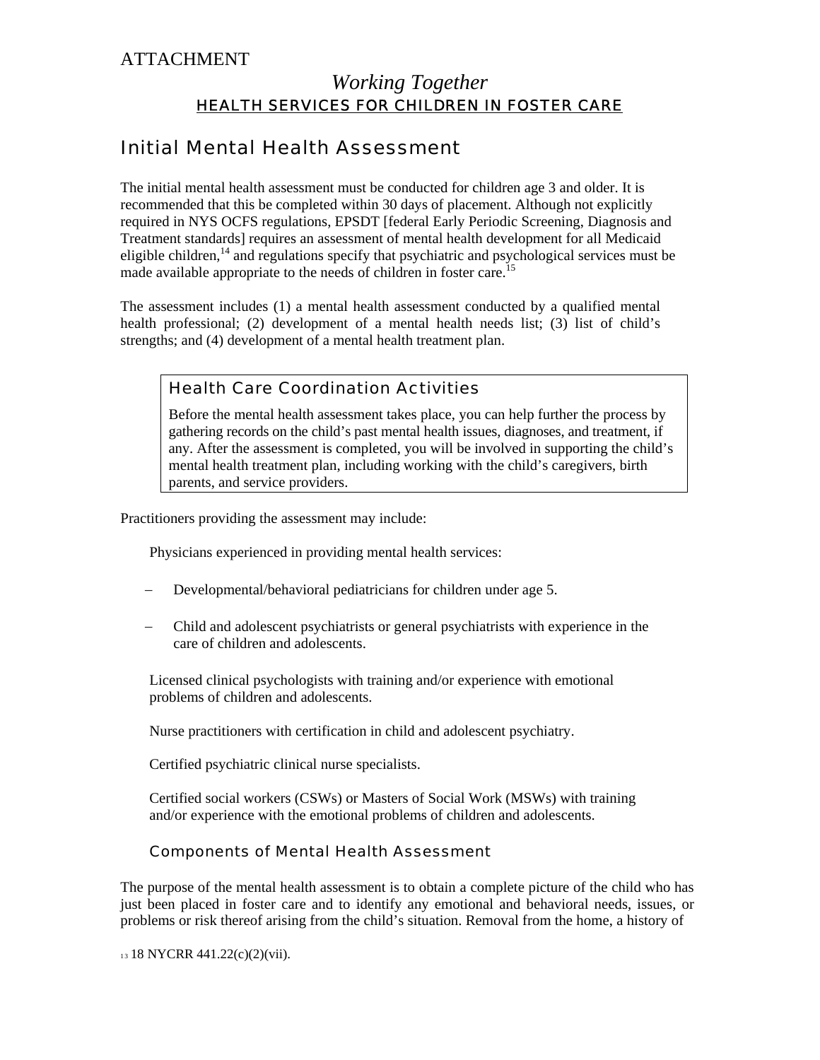ATTACHMENT

*Working Together*

HEALTH SERVICES FOR CHILDREN IN FOSTER CARE

# Initial Mental Health Assessment

The initial mental health assessment must be conducted for children age 3 and older. It is recommended that this be completed within 30 days of placement. Although not explicitly required in NYS OCFS regulations, EPSDT [federal Early Periodic Screening, Diagnosis and Treatment standards] requires an assessment of mental health development for all Medicaid eligible children,[14] and regulations specify that psychiatric and psychological services must be made available appropriate to the needs of children in foster care.[15]

The assessment includes (1) a mental health assessment conducted by a qualified mental health professional; (2) development of a mental health needs list; (3) list of child's strengths; and (4) development of a mental health treatment plan.

## Health Care Coordination Activities

Before the mental health assessment takes place, you can help further the process by gathering records on the child's past mental health issues, diagnoses, and treatment, if any. After the assessment is completed, you will be involved in supporting the child's mental health treatment plan, including working with the child's caregivers, birth parents, and service providers.

Practitioners providing the assessment may include:

Physicians experienced in providing mental health services:

- Developmental/behavioral pediatricians for children under age 5.
- Child and adolescent psychiatrists or general psychiatrists with experience in the care of children and adolescents.

Licensed clinical psychologists with training and/or experience with emotional problems of children and adolescents.

Nurse practitioners with certification in child and adolescent psychiatry.

Certified psychiatric clinical nurse specialists.

Certified social workers (CSWs) or Masters of Social Work (MSWs) with training and/or experience with the emotional problems of children and adolescents.

## Components of Mental Health Assessment

The purpose of the mental health assessment is to obtain a complete picture of the child who has just been placed in foster care and to identify any emotional and behavioral needs, issues, or problems or risk thereof arising from the child's situation. Removal from the home, a history of

[13] 18 NYCRR 441.22(c)(2)(vii).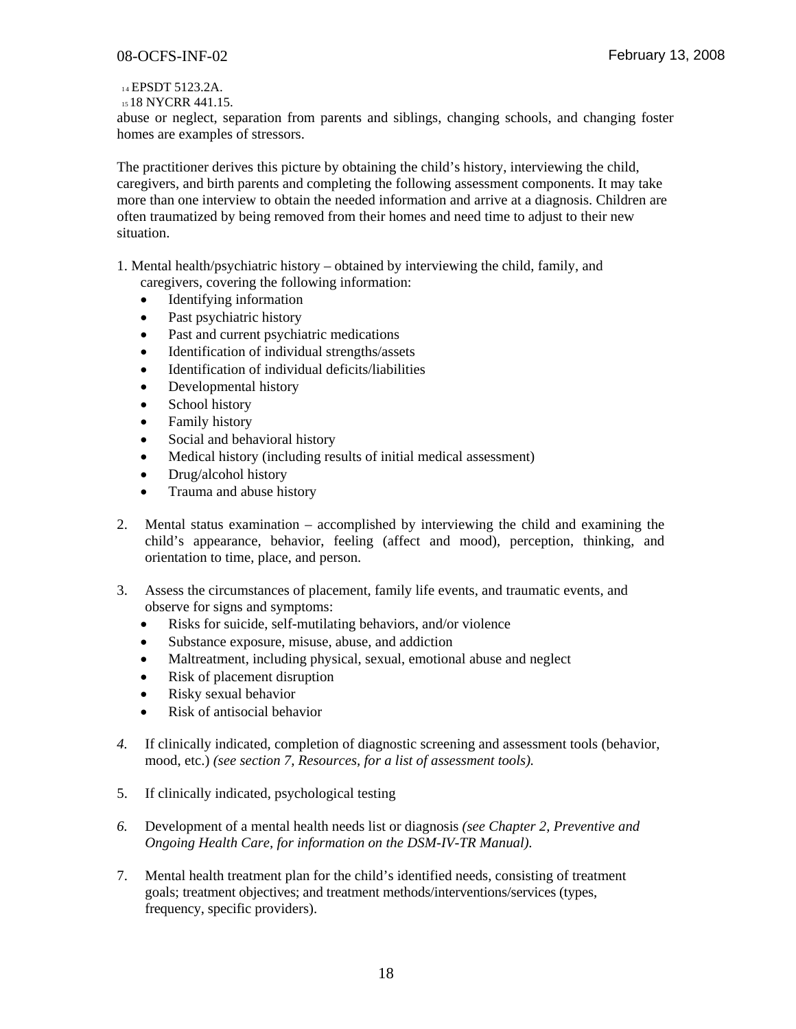[14] EPSDT 5123.2A.
[15] 18 NYCRR 441.15.

abuse or neglect, separation from parents and siblings, changing schools, and changing foster homes are examples of stressors.

The practitioner derives this picture by obtaining the child's history, interviewing the child, caregivers, and birth parents and completing the following assessment components. It may take more than one interview to obtain the needed information and arrive at a diagnosis. Children are often traumatized by being removed from their homes and need time to adjust to their new situation.

1. Mental health/psychiatric history – obtained by interviewing the child, family, and caregivers, covering the following information:
   - Identifying information
   - Past psychiatric history
   - Past and current psychiatric medications
   - Identification of individual strengths/assets
   - Identification of individual deficits/liabilities
   - Developmental history
   - School history
   - Family history
   - Social and behavioral history
   - Medical history (including results of initial medical assessment)
   - Drug/alcohol history
   - Trauma and abuse history

2. Mental status examination – accomplished by interviewing the child and examining the child's appearance, behavior, feeling (affect and mood), perception, thinking, and orientation to time, place, and person.

3. Assess the circumstances of placement, family life events, and traumatic events, and observe for signs and symptoms:
   - Risks for suicide, self-mutilating behaviors, and/or violence
   - Substance exposure, misuse, abuse, and addiction
   - Maltreatment, including physical, sexual, emotional abuse and neglect
   - Risk of placement disruption
   - Risky sexual behavior
   - Risk of antisocial behavior

4. If clinically indicated, completion of diagnostic screening and assessment tools (behavior, mood, etc.) *(see section 7, Resources, for a list of assessment tools).*

5. If clinically indicated, psychological testing

6. Development of a mental health needs list or diagnosis *(see Chapter 2, Preventive and Ongoing Health Care, for information on the DSM-IV-TR Manual).*

7. Mental health treatment plan for the child's identified needs, consisting of treatment goals; treatment objectives; and treatment methods/interventions/services (types, frequency, specific providers).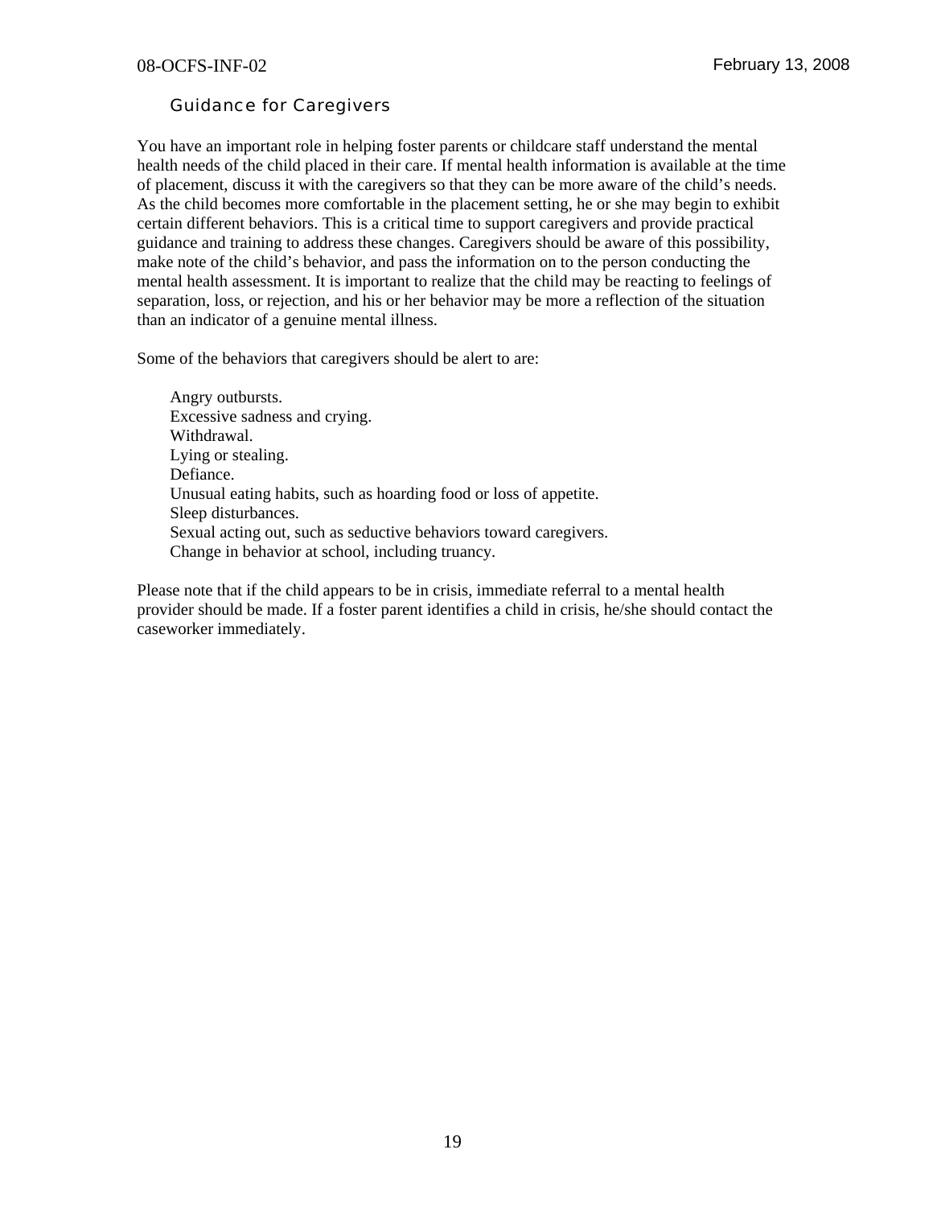## Guidance for Caregivers

You have an important role in helping foster parents or childcare staff understand the mental health needs of the child placed in their care. If mental health information is available at the time of placement, discuss it with the caregivers so that they can be more aware of the child's needs. As the child becomes more comfortable in the placement setting, he or she may begin to exhibit certain different behaviors. This is a critical time to support caregivers and provide practical guidance and training to address these changes. Caregivers should be aware of this possibility, make note of the child's behavior, and pass the information on to the person conducting the mental health assessment. It is important to realize that the child may be reacting to feelings of separation, loss, or rejection, and his or her behavior may be more a reflection of the situation than an indicator of a genuine mental illness.

Some of the behaviors that caregivers should be alert to are:

- Angry outbursts.
- Excessive sadness and crying.
- Withdrawal.
- Lying or stealing.
- Defiance.
- Unusual eating habits, such as hoarding food or loss of appetite.
- Sleep disturbances.
- Sexual acting out, such as seductive behaviors toward caregivers.
- Change in behavior at school, including truancy.

Please note that if the child appears to be in crisis, immediate referral to a mental health provider should be made. If a foster parent identifies a child in crisis, he/she should contact the caseworker immediately.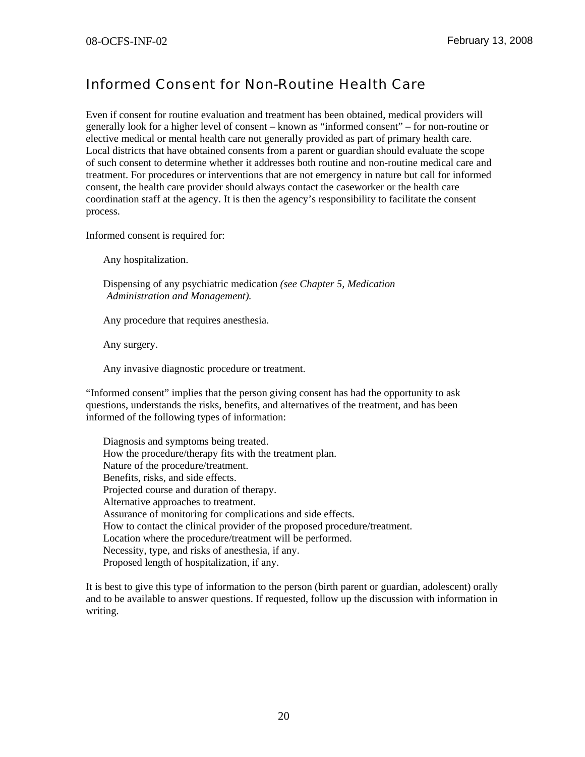## Informed Consent for Non-Routine Health Care

Even if consent for routine evaluation and treatment has been obtained, medical providers will generally look for a higher level of consent – known as "informed consent" – for non-routine or elective medical or mental health care not generally provided as part of primary health care. Local districts that have obtained consents from a parent or guardian should evaluate the scope of such consent to determine whether it addresses both routine and non-routine medical care and treatment. For procedures or interventions that are not emergency in nature but call for informed consent, the health care provider should always contact the caseworker or the health care coordination staff at the agency. It is then the agency's responsibility to facilitate the consent process.

Informed consent is required for:

- Any hospitalization.
- Dispensing of any psychiatric medication *(see Chapter 5, Medication Administration and Management).*
- Any procedure that requires anesthesia.
- Any surgery.
- Any invasive diagnostic procedure or treatment.

"Informed consent" implies that the person giving consent has had the opportunity to ask questions, understands the risks, benefits, and alternatives of the treatment, and has been informed of the following types of information:

- Diagnosis and symptoms being treated.
- How the procedure/therapy fits with the treatment plan.
- Nature of the procedure/treatment.
- Benefits, risks, and side effects.
- Projected course and duration of therapy.
- Alternative approaches to treatment.
- Assurance of monitoring for complications and side effects.
- How to contact the clinical provider of the proposed procedure/treatment.
- Location where the procedure/treatment will be performed.
- Necessity, type, and risks of anesthesia, if any.
- Proposed length of hospitalization, if any.

It is best to give this type of information to the person (birth parent or guardian, adolescent) orally and to be available to answer questions. If requested, follow up the discussion with information in writing.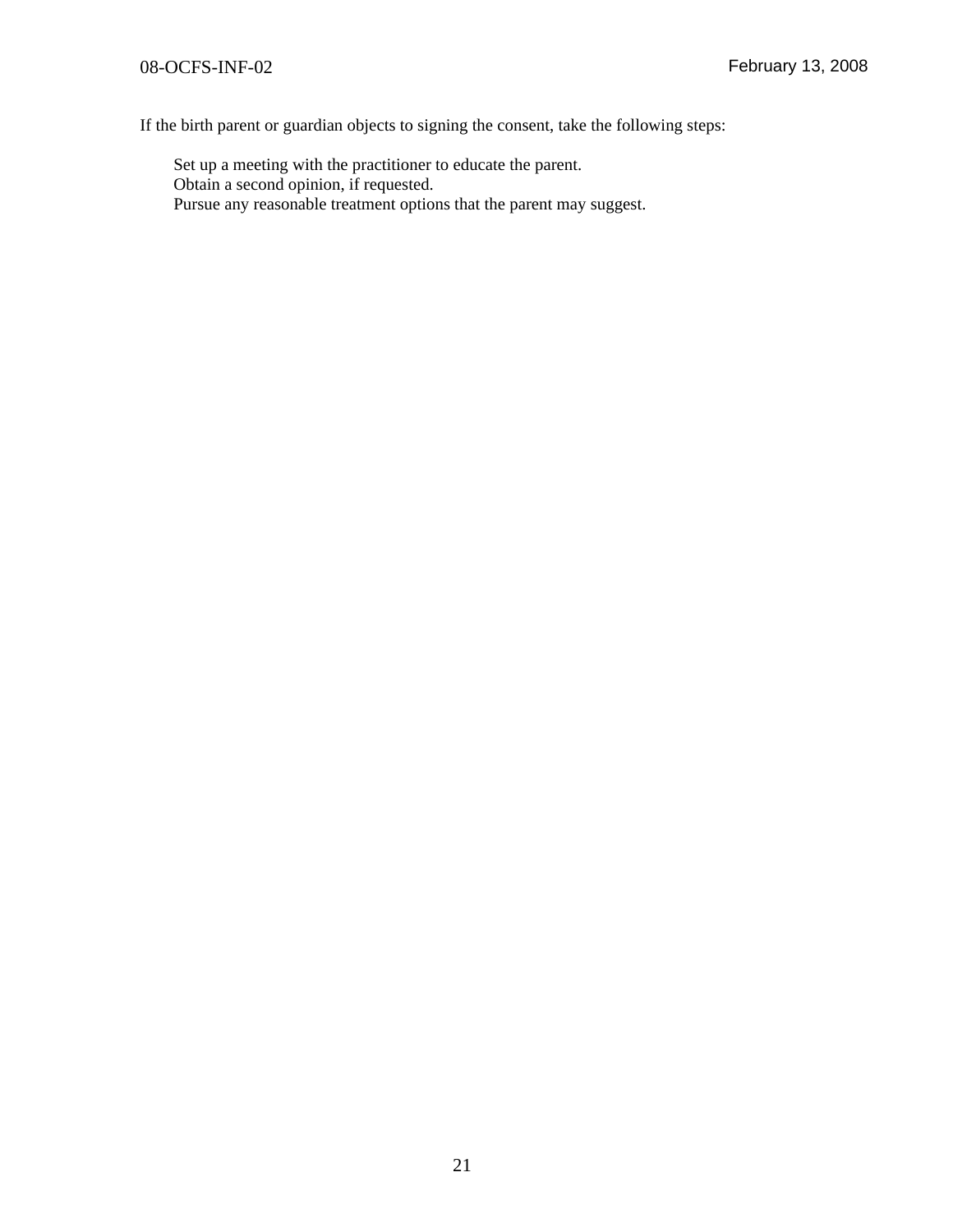If the birth parent or guardian objects to signing the consent, take the following steps:

- Set up a meeting with the practitioner to educate the parent.
- Obtain a second opinion, if requested.
- Pursue any reasonable treatment options that the parent may suggest.